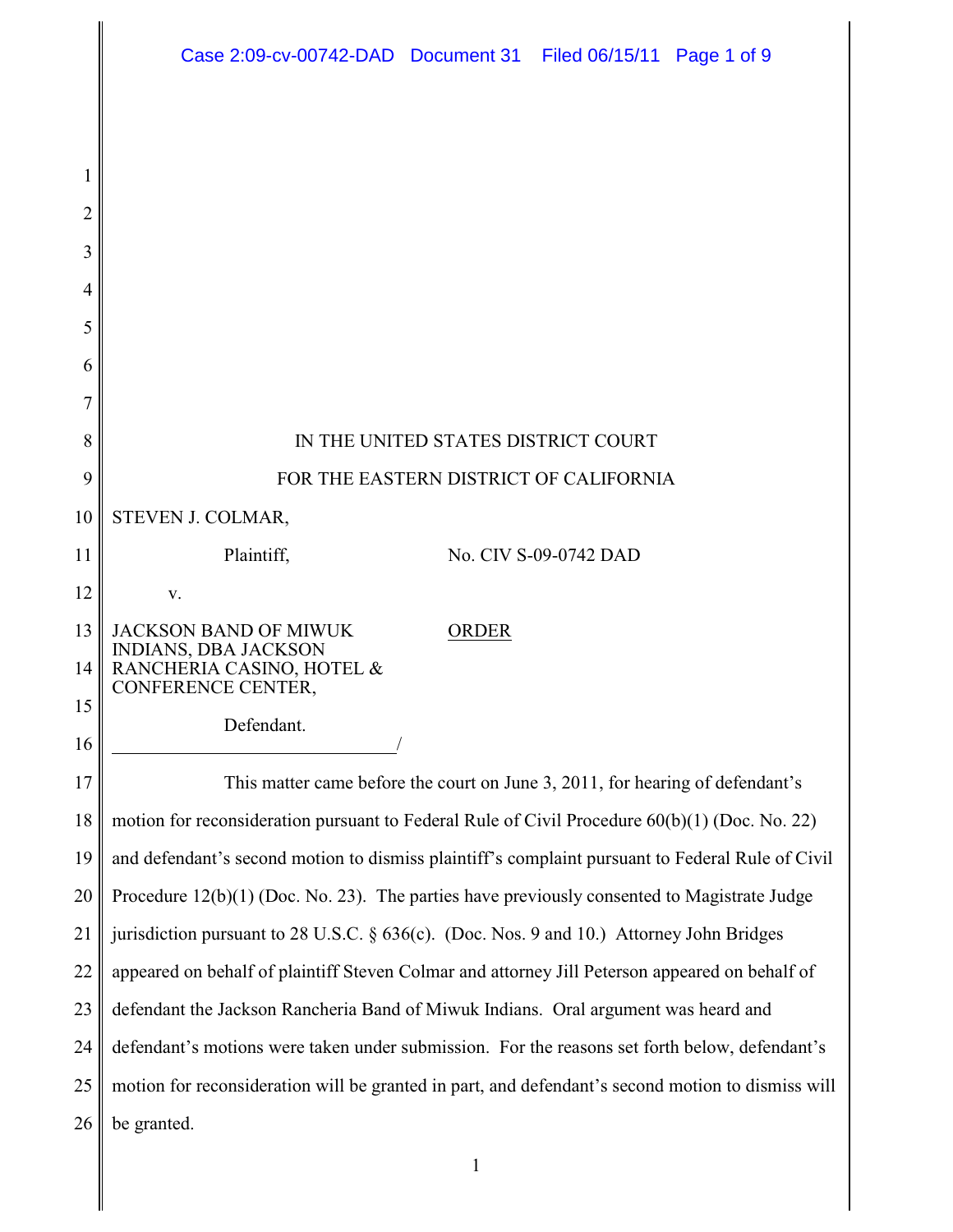IN THE UNITED STATES DISTRICT COURT

FOR THE EASTERN DISTRICT OF CALIFORNIA

STEVEN J. COLMAR,

Plaintiff,

No. CIV S-09-0742 DAD

v.

JACKSON BAND OF MIWUK INDIANS, DBA JACKSON RANCHERIA CASINO, HOTEL & CONFERENCE CENTER,

ORDER

Defendant.

_______________________________/

This matter came before the court on June 3, 2011, for hearing of defendant's motion for reconsideration pursuant to Federal Rule of Civil Procedure 60(b)(1) (Doc. No. 22) and defendant's second motion to dismiss plaintiff's complaint pursuant to Federal Rule of Civil Procedure 12(b)(1) (Doc. No. 23). The parties have previously consented to Magistrate Judge jurisdiction pursuant to 28 U.S.C. § 636(c). (Doc. Nos. 9 and 10.) Attorney John Bridges appeared on behalf of plaintiff Steven Colmar and attorney Jill Peterson appeared on behalf of defendant the Jackson Rancheria Band of Miwuk Indians. Oral argument was heard and defendant's motions were taken under submission. For the reasons set forth below, defendant's motion for reconsideration will be granted in part, and defendant's second motion to dismiss will be granted.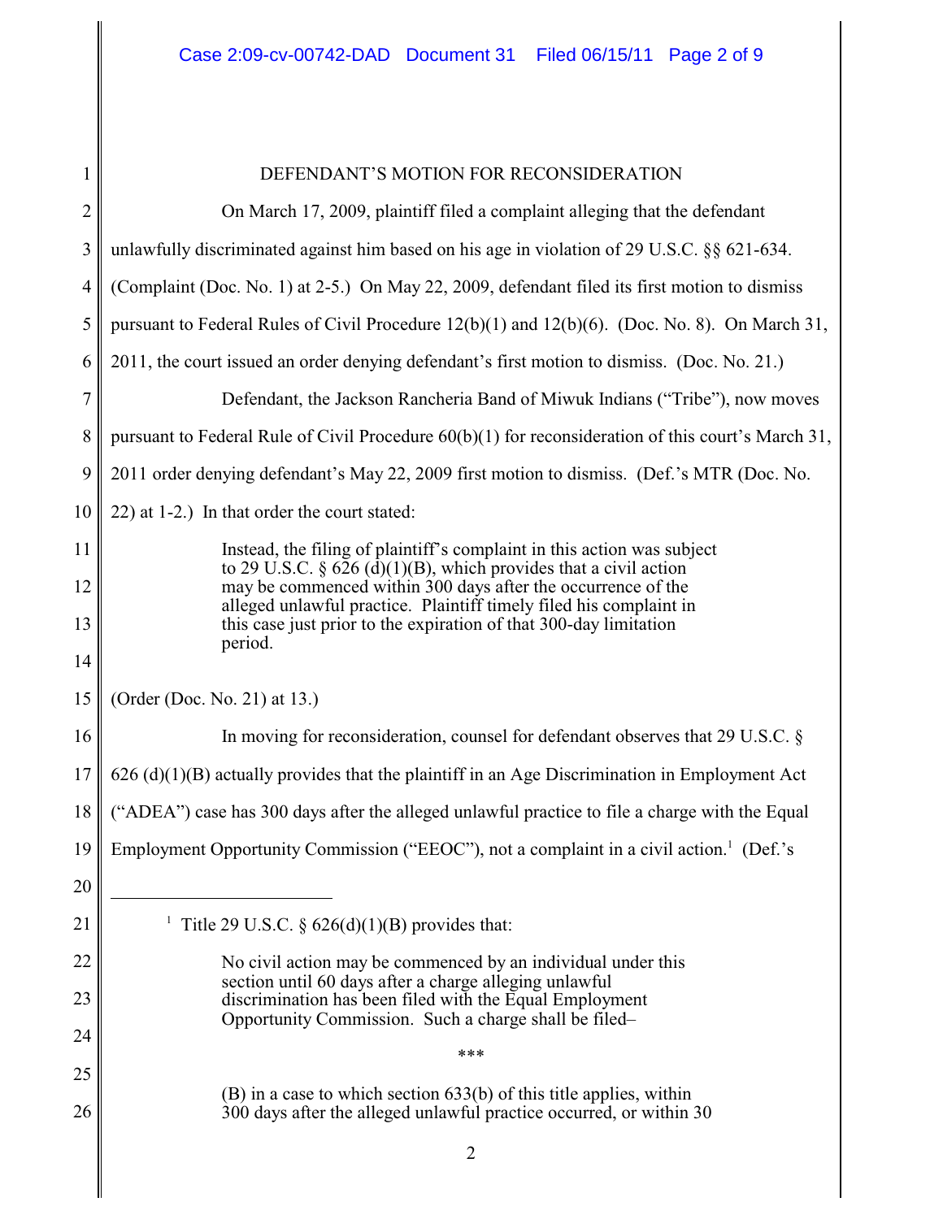## DEFENDANT'S MOTION FOR RECONSIDERATION

On March 17, 2009, plaintiff filed a complaint alleging that the defendant unlawfully discriminated against him based on his age in violation of 29 U.S.C. §§ 621-634. (Complaint (Doc. No. 1) at 2-5.) On May 22, 2009, defendant filed its first motion to dismiss pursuant to Federal Rules of Civil Procedure 12(b)(1) and 12(b)(6). (Doc. No. 8). On March 31, 2011, the court issued an order denying defendant's first motion to dismiss. (Doc. No. 21.)

Defendant, the Jackson Rancheria Band of Miwuk Indians ("Tribe"), now moves pursuant to Federal Rule of Civil Procedure 60(b)(1) for reconsideration of this court's March 31, 2011 order denying defendant's May 22, 2009 first motion to dismiss. (Def.'s MTR (Doc. No. 22) at 1-2.) In that order the court stated:

> Instead, the filing of plaintiff's complaint in this action was subject to 29 U.S.C. § 626 (d)(1)(B), which provides that a civil action may be commenced within 300 days after the occurrence of the alleged unlawful practice. Plaintiff timely filed his complaint in this case just prior to the expiration of that 300-day limitation period.

(Order (Doc. No. 21) at 13.)

In moving for reconsideration, counsel for defendant observes that 29 U.S.C. § 626 (d)(1)(B) actually provides that the plaintiff in an Age Discrimination in Employment Act ("ADEA") case has 300 days after the alleged unlawful practice to file a charge with the Equal Employment Opportunity Commission ("EEOC"), not a complaint in a civil action.[1] (Def.'s

---

[1] Title 29 U.S.C. § 626(d)(1)(B) provides that:

> No civil action may be commenced by an individual under this section until 60 days after a charge alleging unlawful discrimination has been filed with the Equal Employment Opportunity Commission. Such a charge shall be filed–
>
> \*\*\*
>
> (B) in a case to which section 633(b) of this title applies, within 300 days after the alleged unlawful practice occurred, or within 30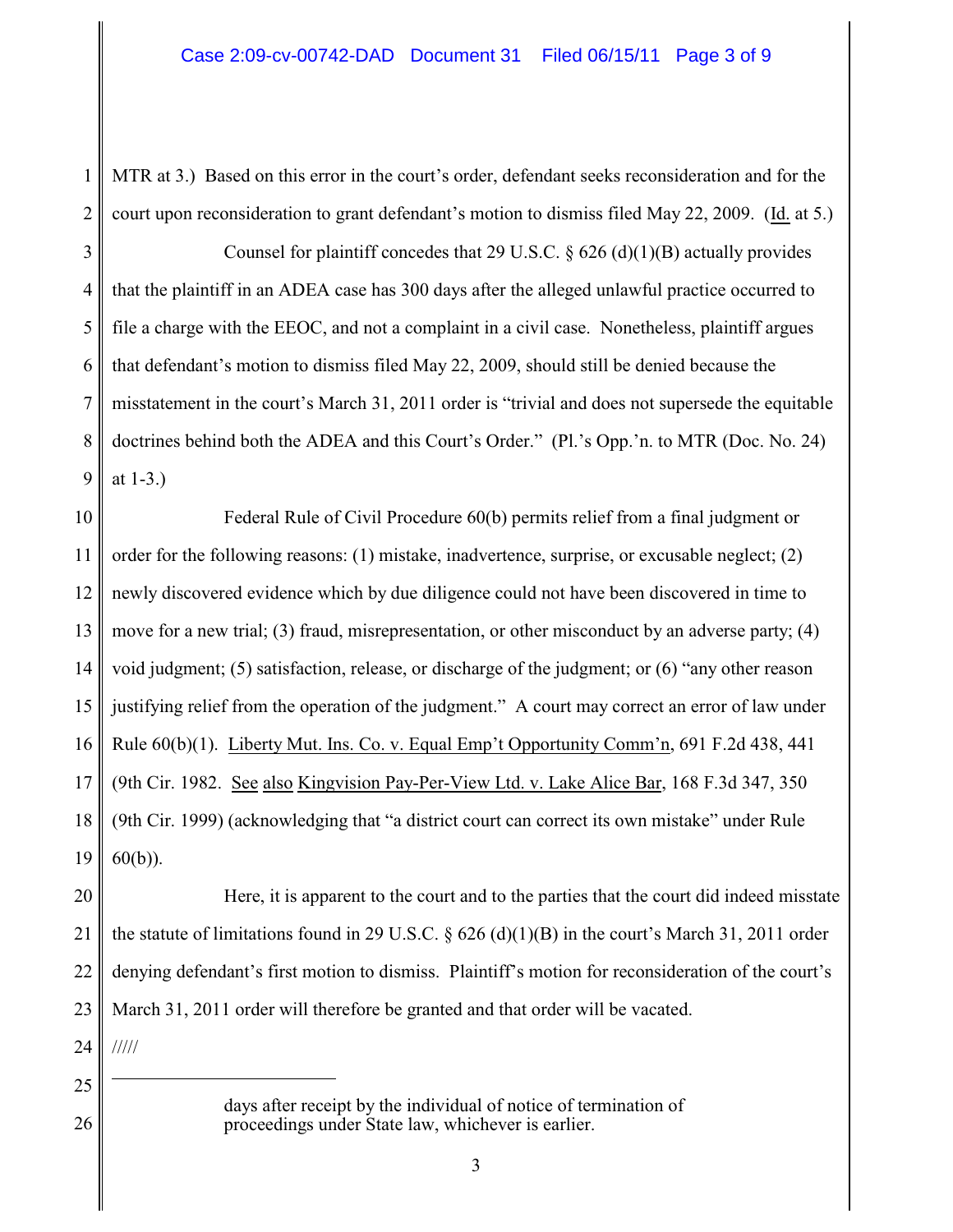MTR at 3.) Based on this error in the court's order, defendant seeks reconsideration and for the court upon reconsideration to grant defendant's motion to dismiss filed May 22, 2009. (Id. at 5.)

Counsel for plaintiff concedes that 29 U.S.C. § 626 (d)(1)(B) actually provides that the plaintiff in an ADEA case has 300 days after the alleged unlawful practice occurred to file a charge with the EEOC, and not a complaint in a civil case. Nonetheless, plaintiff argues that defendant's motion to dismiss filed May 22, 2009, should still be denied because the misstatement in the court's March 31, 2011 order is "trivial and does not supersede the equitable doctrines behind both the ADEA and this Court's Order." (Pl.'s Opp.'n. to MTR (Doc. No. 24) at 1-3.)

Federal Rule of Civil Procedure 60(b) permits relief from a final judgment or order for the following reasons: (1) mistake, inadvertence, surprise, or excusable neglect; (2) newly discovered evidence which by due diligence could not have been discovered in time to move for a new trial; (3) fraud, misrepresentation, or other misconduct by an adverse party; (4) void judgment; (5) satisfaction, release, or discharge of the judgment; or (6) "any other reason justifying relief from the operation of the judgment." A court may correct an error of law under Rule 60(b)(1). Liberty Mut. Ins. Co. v. Equal Emp't Opportunity Comm'n, 691 F.2d 438, 441 (9th Cir. 1982. See also Kingvision Pay-Per-View Ltd. v. Lake Alice Bar, 168 F.3d 347, 350 (9th Cir. 1999) (acknowledging that "a district court can correct its own mistake" under Rule 60(b)).

Here, it is apparent to the court and to the parties that the court did indeed misstate the statute of limitations found in 29 U.S.C. § 626 (d)(1)(B) in the court's March 31, 2011 order denying defendant's first motion to dismiss. Plaintiff's motion for reconsideration of the court's March 31, 2011 order will therefore be granted and that order will be vacated.

/////

---

> days after receipt by the individual of notice of termination of proceedings under State law, whichever is earlier.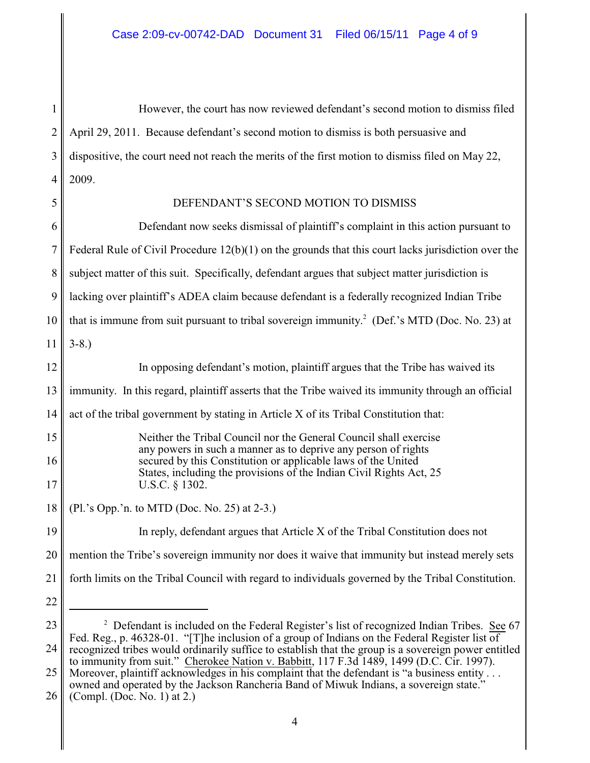However, the court has now reviewed defendant's second motion to dismiss filed April 29, 2011. Because defendant's second motion to dismiss is both persuasive and dispositive, the court need not reach the merits of the first motion to dismiss filed on May 22, 2009.

## DEFENDANT'S SECOND MOTION TO DISMISS

Defendant now seeks dismissal of plaintiff's complaint in this action pursuant to Federal Rule of Civil Procedure 12(b)(1) on the grounds that this court lacks jurisdiction over the subject matter of this suit. Specifically, defendant argues that subject matter jurisdiction is lacking over plaintiff's ADEA claim because defendant is a federally recognized Indian Tribe that is immune from suit pursuant to tribal sovereign immunity.[2] (Def.'s MTD (Doc. No. 23) at 3-8.)

In opposing defendant's motion, plaintiff argues that the Tribe has waived its immunity. In this regard, plaintiff asserts that the Tribe waived its immunity through an official act of the tribal government by stating in Article X of its Tribal Constitution that:

> Neither the Tribal Council nor the General Council shall exercise any powers in such a manner as to deprive any person of rights secured by this Constitution or applicable laws of the United States, including the provisions of the Indian Civil Rights Act, 25 U.S.C. § 1302.

(Pl.'s Opp.'n. to MTD (Doc. No. 25) at 2-3.)

In reply, defendant argues that Article X of the Tribal Constitution does not mention the Tribe's sovereign immunity nor does it waive that immunity but instead merely sets forth limits on the Tribal Council with regard to individuals governed by the Tribal Constitution.

---

[2] Defendant is included on the Federal Register's list of recognized Indian Tribes. See 67 Fed. Reg., p. 46328-01. "[T]he inclusion of a group of Indians on the Federal Register list of recognized tribes would ordinarily suffice to establish that the group is a sovereign power entitled to immunity from suit." Cherokee Nation v. Babbitt, 117 F.3d 1489, 1499 (D.C. Cir. 1997). Moreover, plaintiff acknowledges in his complaint that the defendant is "a business entity . . . owned and operated by the Jackson Rancheria Band of Miwuk Indians, a sovereign state." (Compl. (Doc. No. 1) at 2.)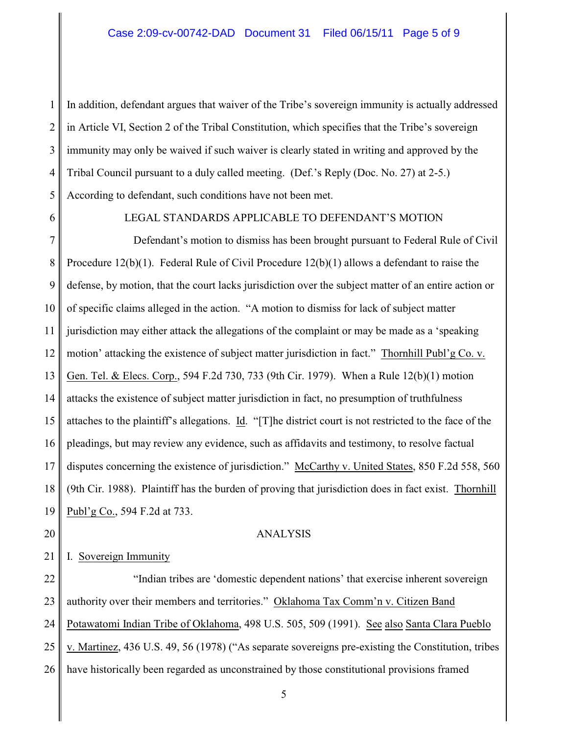In addition, defendant argues that waiver of the Tribe's sovereign immunity is actually addressed in Article VI, Section 2 of the Tribal Constitution, which specifies that the Tribe's sovereign immunity may only be waived if such waiver is clearly stated in writing and approved by the Tribal Council pursuant to a duly called meeting. (Def.'s Reply (Doc. No. 27) at 2-5.) According to defendant, such conditions have not been met.

## LEGAL STANDARDS APPLICABLE TO DEFENDANT'S MOTION

Defendant's motion to dismiss has been brought pursuant to Federal Rule of Civil Procedure 12(b)(1). Federal Rule of Civil Procedure 12(b)(1) allows a defendant to raise the defense, by motion, that the court lacks jurisdiction over the subject matter of an entire action or of specific claims alleged in the action. "A motion to dismiss for lack of subject matter jurisdiction may either attack the allegations of the complaint or may be made as a 'speaking motion' attacking the existence of subject matter jurisdiction in fact." Thornhill Publ'g Co. v. Gen. Tel. & Elecs. Corp., 594 F.2d 730, 733 (9th Cir. 1979). When a Rule 12(b)(1) motion attacks the existence of subject matter jurisdiction in fact, no presumption of truthfulness attaches to the plaintiff's allegations. Id. "[T]he district court is not restricted to the face of the pleadings, but may review any evidence, such as affidavits and testimony, to resolve factual disputes concerning the existence of jurisdiction." McCarthy v. United States, 850 F.2d 558, 560 (9th Cir. 1988). Plaintiff has the burden of proving that jurisdiction does in fact exist. Thornhill Publ'g Co., 594 F.2d at 733.

## ANALYSIS

### I. Sovereign Immunity

"Indian tribes are 'domestic dependent nations' that exercise inherent sovereign authority over their members and territories." Oklahoma Tax Comm'n v. Citizen Band Potawatomi Indian Tribe of Oklahoma, 498 U.S. 505, 509 (1991). See also Santa Clara Pueblo v. Martinez, 436 U.S. 49, 56 (1978) ("As separate sovereigns pre-existing the Constitution, tribes have historically been regarded as unconstrained by those constitutional provisions framed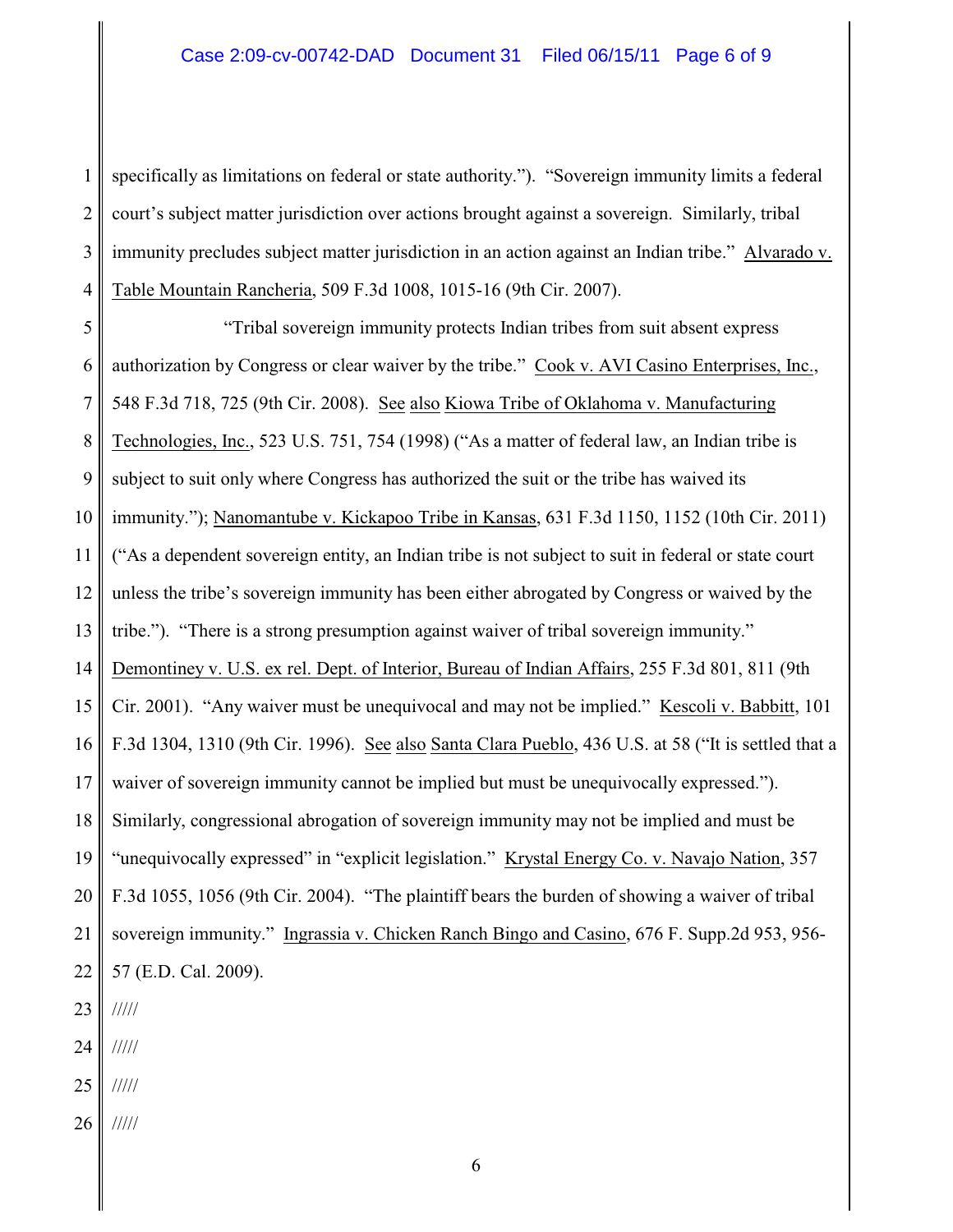specifically as limitations on federal or state authority."). "Sovereign immunity limits a federal court's subject matter jurisdiction over actions brought against a sovereign. Similarly, tribal immunity precludes subject matter jurisdiction in an action against an Indian tribe." Alvarado v. Table Mountain Rancheria, 509 F.3d 1008, 1015-16 (9th Cir. 2007).

"Tribal sovereign immunity protects Indian tribes from suit absent express authorization by Congress or clear waiver by the tribe." Cook v. AVI Casino Enterprises, Inc., 548 F.3d 718, 725 (9th Cir. 2008). See also Kiowa Tribe of Oklahoma v. Manufacturing Technologies, Inc., 523 U.S. 751, 754 (1998) ("As a matter of federal law, an Indian tribe is subject to suit only where Congress has authorized the suit or the tribe has waived its immunity."); Nanomantube v. Kickapoo Tribe in Kansas, 631 F.3d 1150, 1152 (10th Cir. 2011) ("As a dependent sovereign entity, an Indian tribe is not subject to suit in federal or state court unless the tribe's sovereign immunity has been either abrogated by Congress or waived by the tribe."). "There is a strong presumption against waiver of tribal sovereign immunity." Demontiney v. U.S. ex rel. Dept. of Interior, Bureau of Indian Affairs, 255 F.3d 801, 811 (9th Cir. 2001). "Any waiver must be unequivocal and may not be implied." Kescoli v. Babbitt, 101 F.3d 1304, 1310 (9th Cir. 1996). See also Santa Clara Pueblo, 436 U.S. at 58 ("It is settled that a waiver of sovereign immunity cannot be implied but must be unequivocally expressed."). Similarly, congressional abrogation of sovereign immunity may not be implied and must be "unequivocally expressed" in "explicit legislation." Krystal Energy Co. v. Navajo Nation, 357 F.3d 1055, 1056 (9th Cir. 2004). "The plaintiff bears the burden of showing a waiver of tribal sovereign immunity." Ingrassia v. Chicken Ranch Bingo and Casino, 676 F. Supp.2d 953, 956-57 (E.D. Cal. 2009).

/////

/////

/////

/////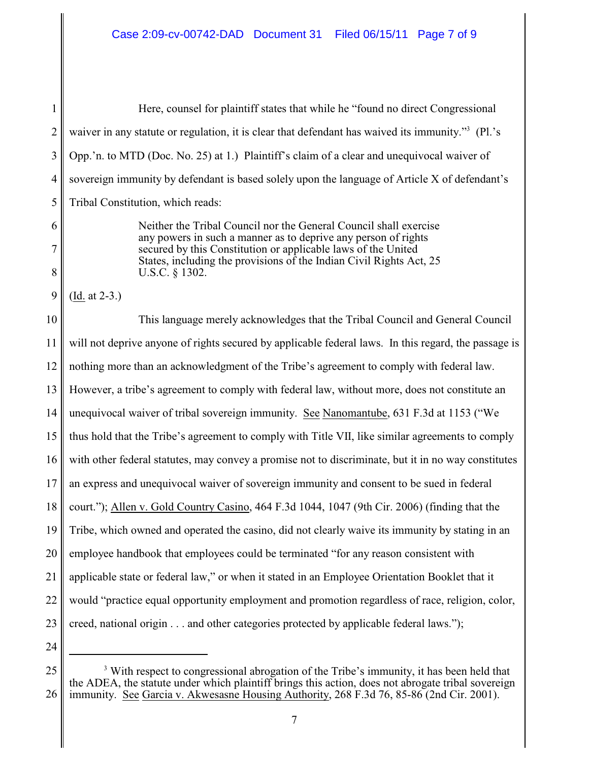Here, counsel for plaintiff states that while he "found no direct Congressional waiver in any statute or regulation, it is clear that defendant has waived its immunity."[3] (Pl.'s Opp.'n. to MTD (Doc. No. 25) at 1.) Plaintiff's claim of a clear and unequivocal waiver of sovereign immunity by defendant is based solely upon the language of Article X of defendant's Tribal Constitution, which reads:

> Neither the Tribal Council nor the General Council shall exercise any powers in such a manner as to deprive any person of rights secured by this Constitution or applicable laws of the United States, including the provisions of the Indian Civil Rights Act, 25 U.S.C. § 1302.

(Id. at 2-3.)

This language merely acknowledges that the Tribal Council and General Council will not deprive anyone of rights secured by applicable federal laws. In this regard, the passage is nothing more than an acknowledgment of the Tribe's agreement to comply with federal law. However, a tribe's agreement to comply with federal law, without more, does not constitute an unequivocal waiver of tribal sovereign immunity. See Nanomantube, 631 F.3d at 1153 ("We thus hold that the Tribe's agreement to comply with Title VII, like similar agreements to comply with other federal statutes, may convey a promise not to discriminate, but it in no way constitutes an express and unequivocal waiver of sovereign immunity and consent to be sued in federal court."); Allen v. Gold Country Casino, 464 F.3d 1044, 1047 (9th Cir. 2006) (finding that the Tribe, which owned and operated the casino, did not clearly waive its immunity by stating in an employee handbook that employees could be terminated "for any reason consistent with applicable state or federal law," or when it stated in an Employee Orientation Booklet that it would "practice equal opportunity employment and promotion regardless of race, religion, color, creed, national origin . . . and other categories protected by applicable federal laws.");

---

[3] With respect to congressional abrogation of the Tribe's immunity, it has been held that the ADEA, the statute under which plaintiff brings this action, does not abrogate tribal sovereign immunity. See Garcia v. Akwesasne Housing Authority, 268 F.3d 76, 85-86 (2nd Cir. 2001).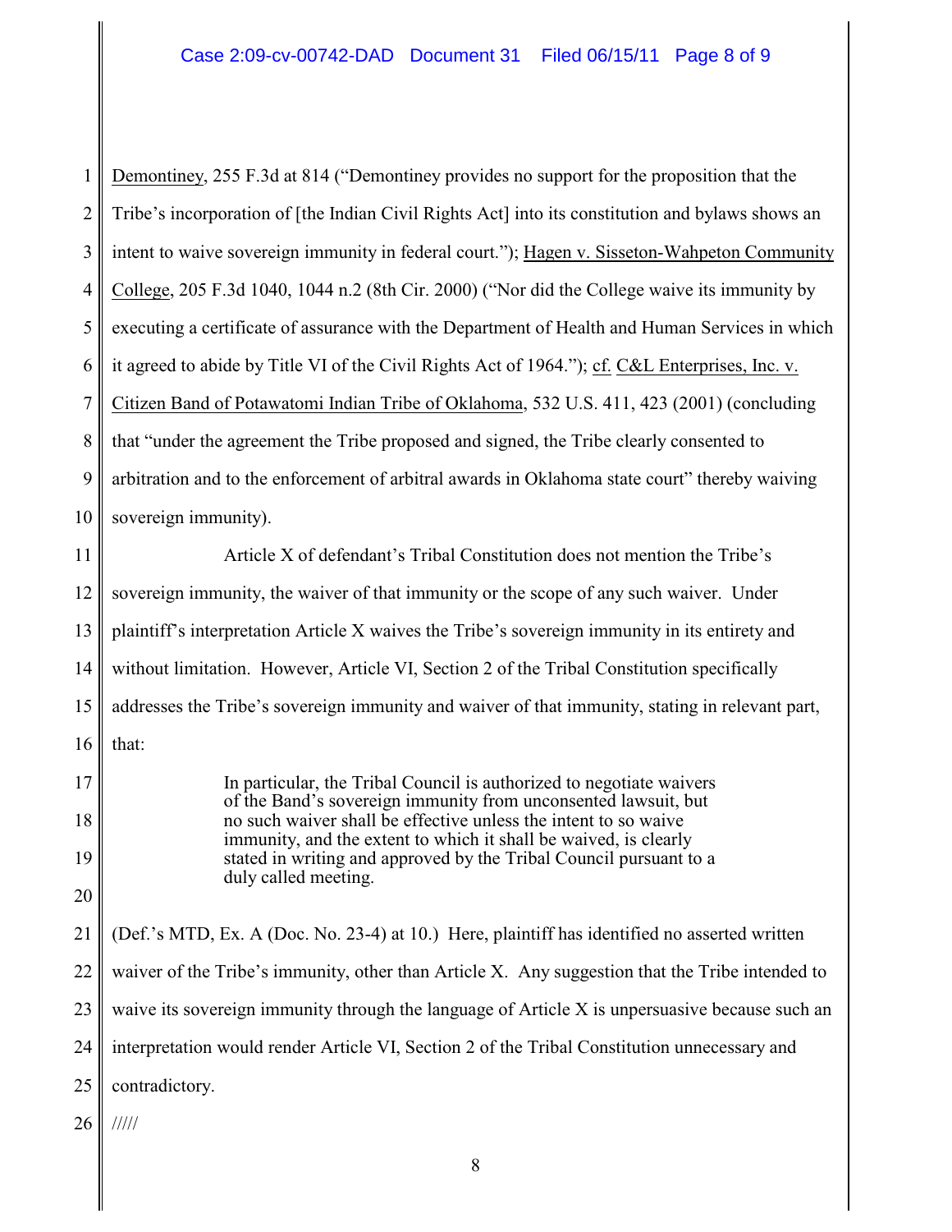Demontiney, 255 F.3d at 814 ("Demontiney provides no support for the proposition that the Tribe's incorporation of [the Indian Civil Rights Act] into its constitution and bylaws shows an intent to waive sovereign immunity in federal court."); Hagen v. Sisseton-Wahpeton Community College, 205 F.3d 1040, 1044 n.2 (8th Cir. 2000) ("Nor did the College waive its immunity by executing a certificate of assurance with the Department of Health and Human Services in which it agreed to abide by Title VI of the Civil Rights Act of 1964."); cf. C&L Enterprises, Inc. v. Citizen Band of Potawatomi Indian Tribe of Oklahoma, 532 U.S. 411, 423 (2001) (concluding that "under the agreement the Tribe proposed and signed, the Tribe clearly consented to arbitration and to the enforcement of arbitral awards in Oklahoma state court" thereby waiving sovereign immunity).

Article X of defendant's Tribal Constitution does not mention the Tribe's sovereign immunity, the waiver of that immunity or the scope of any such waiver. Under plaintiff's interpretation Article X waives the Tribe's sovereign immunity in its entirety and without limitation. However, Article VI, Section 2 of the Tribal Constitution specifically addresses the Tribe's sovereign immunity and waiver of that immunity, stating in relevant part, that:

> In particular, the Tribal Council is authorized to negotiate waivers of the Band's sovereign immunity from unconsented lawsuit, but no such waiver shall be effective unless the intent to so waive immunity, and the extent to which it shall be waived, is clearly stated in writing and approved by the Tribal Council pursuant to a duly called meeting.

(Def.'s MTD, Ex. A (Doc. No. 23-4) at 10.) Here, plaintiff has identified no asserted written waiver of the Tribe's immunity, other than Article X. Any suggestion that the Tribe intended to waive its sovereign immunity through the language of Article X is unpersuasive because such an interpretation would render Article VI, Section 2 of the Tribal Constitution unnecessary and contradictory.

/////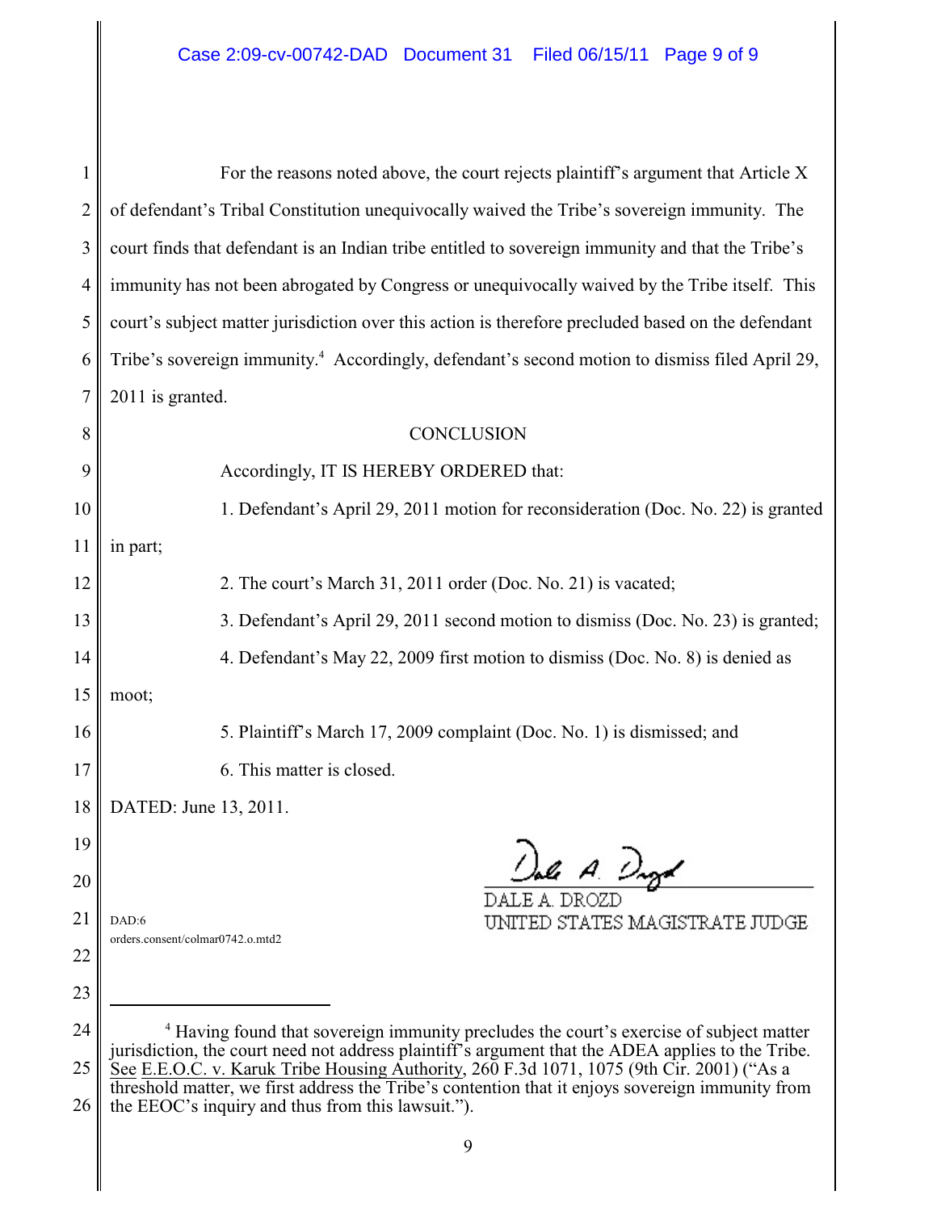For the reasons noted above, the court rejects plaintiff's argument that Article X of defendant's Tribal Constitution unequivocally waived the Tribe's sovereign immunity. The court finds that defendant is an Indian tribe entitled to sovereign immunity and that the Tribe's immunity has not been abrogated by Congress or unequivocally waived by the Tribe itself. This court's subject matter jurisdiction over this action is therefore precluded based on the defendant Tribe's sovereign immunity.[4] Accordingly, defendant's second motion to dismiss filed April 29, 2011 is granted.

## CONCLUSION

Accordingly, IT IS HEREBY ORDERED that:

1. Defendant's April 29, 2011 motion for reconsideration (Doc. No. 22) is granted in part;

2. The court's March 31, 2011 order (Doc. No. 21) is vacated;

3. Defendant's April 29, 2011 second motion to dismiss (Doc. No. 23) is granted;

4. Defendant's May 22, 2009 first motion to dismiss (Doc. No. 8) is denied as moot;

5. Plaintiff's March 17, 2009 complaint (Doc. No. 1) is dismissed; and

6. This matter is closed.

DATED: June 13, 2011.

DALE A. DROZD
UNITED STATES MAGISTRATE JUDGE

DAD:6
orders.consent/colmar0742.o.mtd2

[4] Having found that sovereign immunity precludes the court's exercise of subject matter jurisdiction, the court need not address plaintiff's argument that the ADEA applies to the Tribe. See E.E.O.C. v. Karuk Tribe Housing Authority, 260 F.3d 1071, 1075 (9th Cir. 2001) ("As a threshold matter, we first address the Tribe's contention that it enjoys sovereign immunity from the EEOC's inquiry and thus from this lawsuit.").